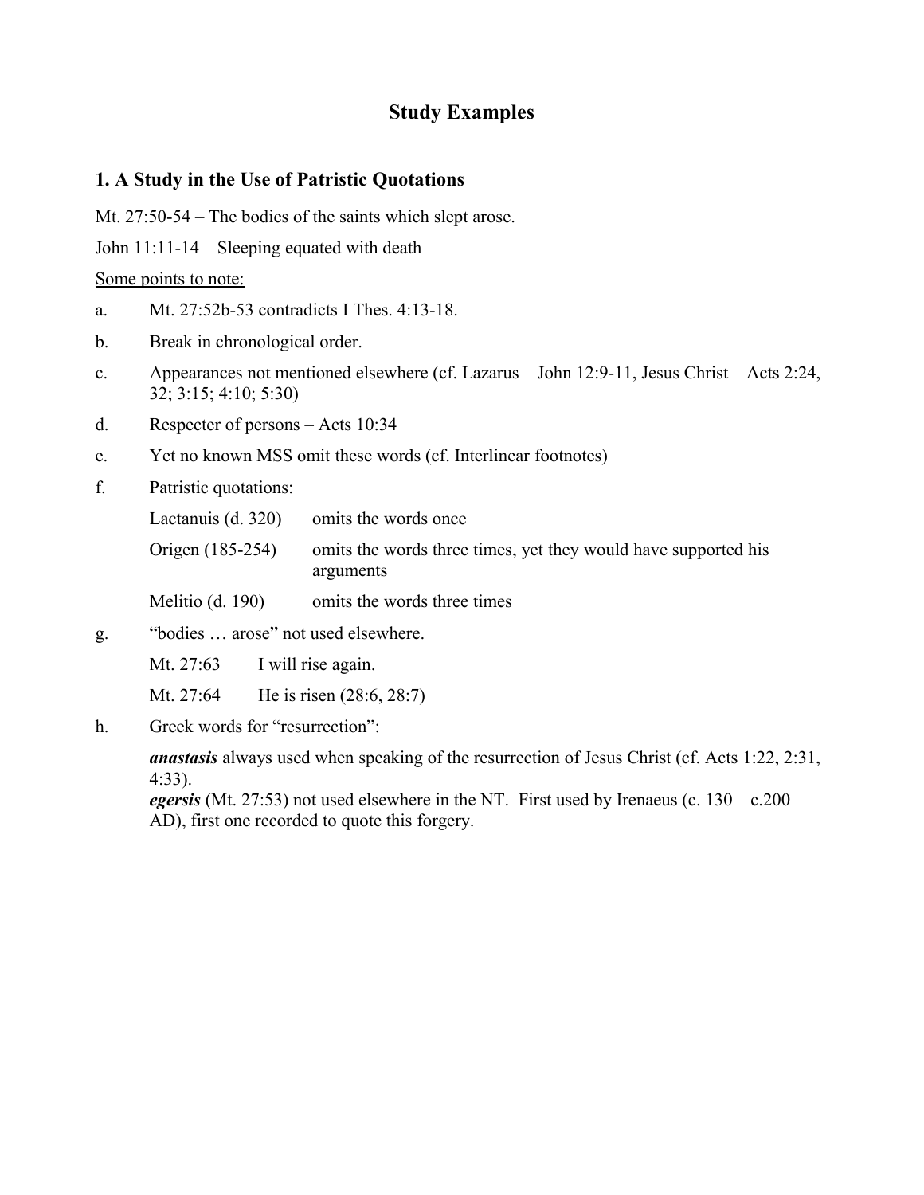# Study Examples

## 1. A Study in the Use of Patristic Quotations

Mt. 27:50-54 – The bodies of the saints which slept arose.

John 11:11-14 – Sleeping equated with death

<u>Some points to note:</u>

a. Mt. 27:52b-53 contradicts I Thes. 4:13-18.

b. Break in chronological order.

c. Appearances not mentioned elsewhere (cf. Lazarus – John 12:9-11, Jesus Christ – Acts 2:24, 32; 3:15; 4:10; 5:30)

d. Respecter of persons – Acts 10:34

e. Yet no known MSS omit these words (cf. Interlinear footnotes)

f. Patristic quotations:

| | |
|---|---|
| Lactanuis (d. 320) | omits the words once |
| Origen (185-254) | omits the words three times, yet they would have supported his arguments |
| Melitio (d. 190) | omits the words three times |

g. "bodies … arose" not used elsewhere.

| | |
|---|---|
| Mt. 27:63 | <u>I</u> will rise again. |
| Mt. 27:64 | <u>He</u> is risen (28:6, 28:7) |

h. Greek words for "resurrection":

***anastasis*** always used when speaking of the resurrection of Jesus Christ (cf. Acts 1:22, 2:31, 4:33).
***egersis*** (Mt. 27:53) not used elsewhere in the NT. First used by Irenaeus (c. 130 – c.200 AD), first one recorded to quote this forgery.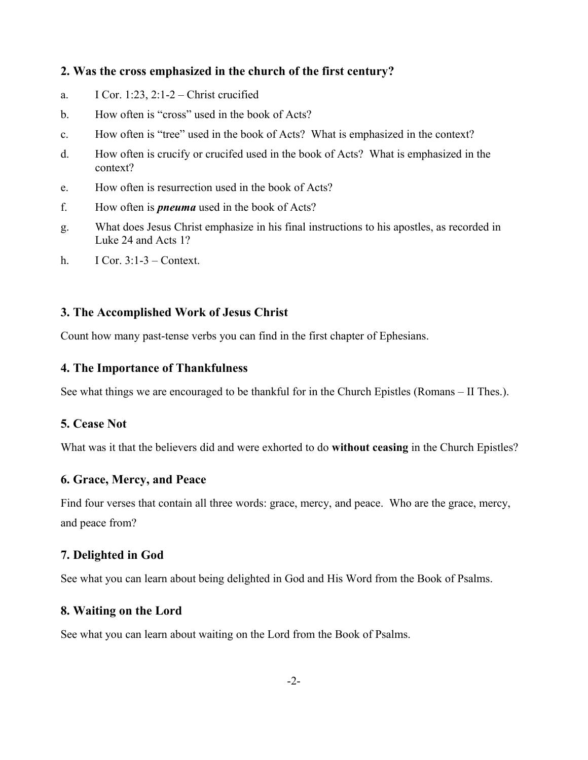## 2. Was the cross emphasized in the church of the first century?

a. I Cor. 1:23, 2:1-2 – Christ crucified

b. How often is “cross” used in the book of Acts?

c. How often is “tree” used in the book of Acts? What is emphasized in the context?

d. How often is crucify or crucifed used in the book of Acts? What is emphasized in the context?

e. How often is resurrection used in the book of Acts?

f. How often is ***pneuma*** used in the book of Acts?

g. What does Jesus Christ emphasize in his final instructions to his apostles, as recorded in Luke 24 and Acts 1?

h. I Cor. 3:1-3 – Context.

## 3. The Accomplished Work of Jesus Christ

Count how many past-tense verbs you can find in the first chapter of Ephesians.

## 4. The Importance of Thankfulness

See what things we are encouraged to be thankful for in the Church Epistles (Romans – II Thes.).

## 5. Cease Not

What was it that the believers did and were exhorted to do **without ceasing** in the Church Epistles?

## 6. Grace, Mercy, and Peace

Find four verses that contain all three words: grace, mercy, and peace. Who are the grace, mercy, and peace from?

## 7. Delighted in God

See what you can learn about being delighted in God and His Word from the Book of Psalms.

## 8. Waiting on the Lord

See what you can learn about waiting on the Lord from the Book of Psalms.